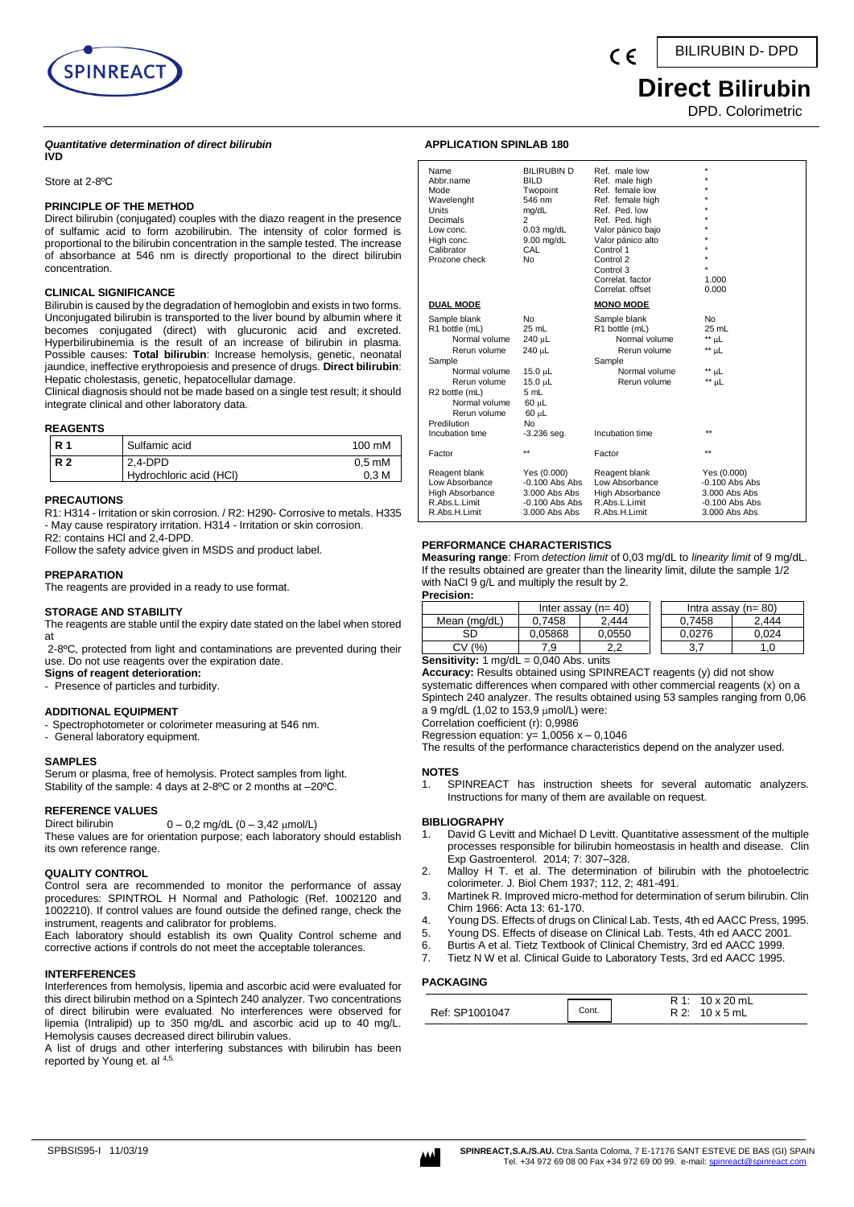BILIRUBIN D- DPD

# Direct Bilirubin

DPD. Colorimetric

***Quantitative determination of direct bilirubin***
**IVD**

Store at 2-8ºC

### PRINCIPLE OF THE METHOD

Direct bilirubin (conjugated) couples with the diazo reagent in the presence of sulfamic acid to form azobilirubin. The intensity of color formed is proportional to the bilirubin concentration in the sample tested. The increase of absorbance at 546 nm is directly proportional to the direct bilirubin concentration.

### CLINICAL SIGNIFICANCE

Bilirubin is caused by the degradation of hemoglobin and exists in two forms. Unconjugated bilirubin is transported to the liver bound by albumin where it becomes conjugated (direct) with glucuronic acid and excreted. Hyperbilirubinemia is the result of an increase of bilirubin in plasma. Possible causes: **Total bilirubin**: Increase hemolysis, genetic, neonatal jaundice, ineffective erythropoiesis and presence of drugs. **Direct bilirubin**: Hepatic cholestasis, genetic, hepatocellular damage.

Clinical diagnosis should not be made based on a single test result; it should integrate clinical and other laboratory data.

### REAGENTS

| | | |
|---|---|---|
| **R 1** | Sulfamic acid | 100 mM |
| **R 2** | 2,4-DPD<br>Hydrochloric acid (HCl) | 0,5 mM<br>0,3 M |

### PRECAUTIONS

R1: H314 - Irritation or skin corrosion. / R2: H290- Corrosive to metals. H335 - May cause respiratory irritation. H314 - Irritation or skin corrosion.

R2: contains HCl and 2,4-DPD.

Follow the safety advice given in MSDS and product label.

### PREPARATION

The reagents are provided in a ready to use format.

### STORAGE AND STABILITY

The reagents are stable until the expiry date stated on the label when stored at

2-8ºC, protected from light and contaminations are prevented during their use. Do not use reagents over the expiration date.

**Signs of reagent deterioration:**

- Presence of particles and turbidity.

### ADDITIONAL EQUIPMENT

- Spectrophotometer or colorimeter measuring at 546 nm.
- General laboratory equipment.

### SAMPLES

Serum or plasma, free of hemolysis. Protect samples from light.
Stability of the sample: 4 days at 2-8ºC or 2 months at –20ºC.

### REFERENCE VALUES

Direct bilirubin 0 – 0,2 mg/dL (0 – 3,42 μmol/L)

These values are for orientation purpose; each laboratory should establish its own reference range.

### QUALITY CONTROL

Control sera are recommended to monitor the performance of assay procedures: SPINTROL H Normal and Pathologic (Ref. 1002120 and 1002210). If control values are found outside the defined range, check the instrument, reagents and calibrator for problems.

Each laboratory should establish its own Quality Control scheme and corrective actions if controls do not meet the acceptable tolerances.

### INTERFERENCES

Interferences from hemolysis, lipemia and ascorbic acid were evaluated for this direct bilirubin method on a Spintech 240 analyzer. Two concentrations of direct bilirubin were evaluated. No interferences were observed for lipemia (Intralipid) up to 350 mg/dL and ascorbic acid up to 40 mg/L. Hemolysis causes decreased direct bilirubin values.

A list of drugs and other interfering substances with bilirubin has been reported by Young et. al [4,5].

### APPLICATION SPINLAB 180

| | | | |
|---|---|---|---|
| Name | BILIRUBIN D | Ref. male low | * |
| Abbr.name | BILD | Ref. male high | * |
| Mode | Twopoint | Ref. female low | * |
| Wavelenght | 546 nm | Ref. female high | * |
| Units | mg/dL | Ref. Ped. low | * |
| Decimals | 2 | Ref. Ped. high | * |
| Low conc. | 0.03 mg/dL | Valor pánico bajo | * |
| High conc. | 9.00 mg/dL | Valor pánico alto | * |
| Calibrator | CAL | Control 1 | * |
| Prozone check | No | Control 2 | * |
| | | Control 3 | * |
| | | Correlat. factor | 1.000 |
| | | Correlat. offset | 0.000 |
| **DUAL MODE** | | **MONO MODE** | |
| Sample blank | No | Sample blank | No |
| R1 bottle (mL) | 25 mL | R1 bottle (mL) | 25 mL |
| Normal volume | 240 μL | Normal volume | ** μL |
| Rerun volume | 240 μL | Rerun volume | ** μL |
| Sample | | Sample | |
| Normal volume | 15.0 μL | Normal volume | ** μL |
| Rerun volume | 15.0 μL | Rerun volume | ** μL |
| R2 bottle (mL) | 5 mL | | |
| Normal volume | 60 μL | | |
| Rerun volume | 60 μL | | |
| Predilution | No | | |
| Incubation time | -3.236 seg. | Incubation time | ** |
| Factor | ** | Factor | ** |
| Reagent blank | Yes (0.000) | Reagent blank | Yes (0.000) |
| Low Absorbance | -0.100 Abs Abs | Low Absorbance | -0.100 Abs Abs |
| High Absorbance | 3.000 Abs Abs | High Absorbance | 3.000 Abs Abs |
| R.Abs.L.Limit | -0.100 Abs Abs | R.Abs.L.Limit | -0.100 Abs Abs |
| R.Abs.H.Limit | 3.000 Abs Abs | R.Abs.H.Limit | 3.000 Abs Abs |

### PERFORMANCE CHARACTERISTICS

**Measuring range**: From *detection limit* of 0,03 mg/dL to *linearity limit* of 9 mg/dL. If the results obtained are greater than the linearity limit, dilute the sample 1/2 with NaCl 9 g/L and multiply the result by 2.

**Precision:**

| | Inter assay (n= 40) | | Intra assay (n= 80) | |
|---|---|---|---|---|
| Mean (mg/dL) | 0,7458 | 2,444 | 0,7458 | 2,444 |
| SD | 0,05868 | 0,0550 | 0,0276 | 0,024 |
| CV (%) | 7,9 | 2,2 | 3,7 | 1,0 |

**Sensitivity:** 1 mg/dL = 0,040 Abs. units

**Accuracy:** Results obtained using SPINREACT reagents (y) did not show systematic differences when compared with other commercial reagents (x) on a Spintech 240 analyzer. The results obtained using 53 samples ranging from 0,06 a 9 mg/dL (1,02 to 153,9 μmol/L) were:

Correlation coefficient (r): 0,9986

Regression equation: $y= 1,0056\ x – 0,1046$

The results of the performance characteristics depend on the analyzer used.

### NOTES

1. SPINREACT has instruction sheets for several automatic analyzers. Instructions for many of them are available on request.

### BIBLIOGRAPHY

1. David G Levitt and Michael D Levitt. Quantitative assessment of the multiple processes responsible for bilirubin homeostasis in health and disease. Clin Exp Gastroenterol. 2014; 7: 307–328.
2. Malloy H T. et al. The determination of bilirubin with the photoelectric colorimeter. J. Biol Chem 1937; 112, 2; 481-491.
3. Martinek R. Improved micro-method for determination of serum bilirubin. Clin Chim 1966: Acta 13: 61-170.
4. Young DS. Effects of drugs on Clinical Lab. Tests, 4th ed AACC Press, 1995.
5. Young DS. Effects of disease on Clinical Lab. Tests, 4th ed AACC 2001.
6. Burtis A et al. Tietz Textbook of Clinical Chemistry, 3rd ed AACC 1999.
7. Tietz N W et al. Clinical Guide to Laboratory Tests, 3rd ed AACC 1995.

### PACKAGING

| | | |
|---|---|---|
| Ref: SP1001047 | Cont. | R 1: 10 x 20 mL<br>R 2: 10 x 5 mL |

SPBSIS95-I 11/03/19

**SPINREACT,S.A./S.A.U.** Ctra.Santa Coloma, 7 E-17176 SANT ESTEVE DE BAS (GI) SPAIN
Tel. +34 972 69 08 00 Fax +34 972 69 00 99. e-mail: spinreact@spinreact.com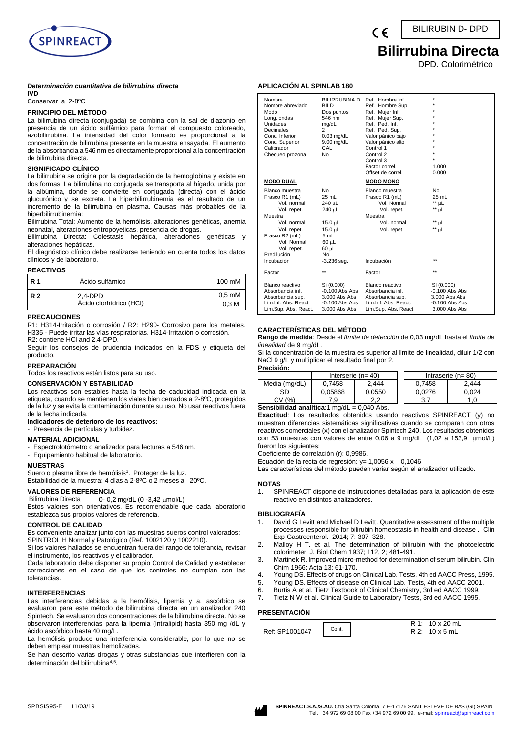BILIRUBIN D- DPD

# Bilirrubina Directa

DPD. Colorimétrico

***Determinación cuantitativa de bilirrubina directa***

**IVD**

Conservar a 2-8ºC

## PRINCIPIO DEL MÉTODO

La bilirrubina directa (conjugada) se combina con la sal de diazonio en presencia de un ácido sulfámico para formar el compuesto coloreado, azobilirrubina. La intensidad del color formado es proporcional a la concentración de bilirrubina presente en la muestra ensayada. El aumento de la absorbancia a 546 nm es directamente proporcional a la concentración de bilirrubina directa.

## SIGNIFICADO CLÍNICO

La bilirrubina se origina por la degradación de la hemoglobina y existe en dos formas. La bilirrubina no conjugada se transporta al hígado, unida por la albúmina, donde se convierte en conjugada (directa) con el ácido glucurónico y se excreta. La hiperbilirrubinemia es el resultado de un incremento de la bilirrubina en plasma. Causas más probables de la hiperbilirrubinemia:

Bilirrubina Total: Aumento de la hemólisis, alteraciones genéticas, anemia neonatal, alteraciones eritropoyeticas, presencia de drogas.

Bilirrubina Directa: Colestasis hepática, alteraciones genéticas y alteraciones hepáticas.

El diagnóstico clínico debe realizarse teniendo en cuenta todos los datos clínicos y de laboratorio.

## REACTIVOS

| | | |
|---|---|---|
| **R 1** | Ácido sulfámico | 100 mM |
| **R 2** | 2,4-DPD<br>Ácido clorhídrico (HCl) | 0,5 mM<br>0,3 M |

## PRECAUCIONES

R1: H314-Irritación o corrosión / R2: H290- Corrosivo para los metales. H335 - Puede irritar las vías respiratorias. H314-Irritación o corrosión.

R2: contiene HCl and 2,4-DPD.

Seguir los consejos de prudencia indicados en la FDS y etiqueta del producto.

## PREPARACIÓN

Todos los reactivos están listos para su uso.

## CONSERVACIÓN Y ESTABILIDAD

Los reactivos son estables hasta la fecha de caducidad indicada en la etiqueta, cuando se mantienen los viales bien cerrados a 2-8ºC, protegidos de la luz y se evita la contaminación durante su uso. No usar reactivos fuera de la fecha indicada.

**Indicadores de deterioro de los reactivos:**

- Presencia de partículas y turbidez.

## MATERIAL ADICIONAL

- Espectrofotómetro o analizador para lecturas a 546 nm.
- Equipamiento habitual de laboratorio.

## MUESTRAS

Suero o plasma libre de hemólisis[1]. Proteger de la luz.

Estabilidad de la muestra: 4 días a 2-8ºC o 2 meses a –20ºC.

## VALORES DE REFERENCIA

Bilirrubina Directa 0- 0,2 mg/dL (0 -3,42 μmol/L)

Estos valores son orientativos. Es recomendable que cada laboratorio establezca sus propios valores de referencia.

## CONTROL DE CALIDAD

Es conveniente analizar junto con las muestras sueros control valorados: SPINTROL H Normal y Patológico (Ref. 1002120 y 1002210).

Si los valores hallados se encuentran fuera del rango de tolerancia, revisar el instrumento, los reactivos y el calibrador.

Cada laboratorio debe disponer su propio Control de Calidad y establecer correcciones en el caso de que los controles no cumplan con las tolerancias.

## INTERFERENCIAS

Las interferencias debidas a la hemólisis, lipemia y a. ascórbico se evaluaron para este método de bilirrubina directa en un analizador 240 Spintech. Se evaluaron dos concentraciones de la bilirrubina directa. No se observaron interferencias para la lipemia (Intralipid) hasta 350 mg /dL y ácido ascórbico hasta 40 mg/L.

La hemólisis produce una interferencia considerable, por lo que no se deben emplear muestras hemolizadas.

Se han descrito varias drogas y otras substancias que interfieren con la determinación del bilirrubina[4,5].

## APLICACIÓN AL SPINLAB 180

| | | | |
|---|---|---|---|
| Nombre | BILIRRUBINA D | Ref. Hombre Inf. | * |
| Nombre abreviado | BILD | Ref. Hombre Sup. | * |
| Modo | Dos puntos | Ref. Mujer Inf. | * |
| Long. ondas | 546 nm | Ref. Mujer Sup. | * |
| Unidades | mg/dL | Ref. Ped. Inf. | * |
| Decimales | 2 | Ref. Ped. Sup. | * |
| Conc. Inferior | 0.03 mg/dL | Valor pánico bajo | * |
| Conc. Superior | 9.00 mg/dL | Valor pánico alto | * |
| Calibrador | CAL | Control 1 | * |
| Chequeo prozona | No | Control 2 | * |
| | | Control 3 | * |
| | | Factor correl. | 1.000 |
| | | Offset de correl. | 0.000 |
| **MODO DUAL** | | **MODO MONO** | |
| Blanco muestra | No | Blanco muestra | No |
| Frasco R1 (mL) | 25 mL | Frasco R1 (mL) | 25 mL |
| Vol. normal | 240 μL | Vol. Normal | ** μL |
| Vol. repet. | 240 μL | Vol. repet. | ** μL |
| Muestra | | Muestra | |
| Vol. normal | 15.0 μL | Vol. normal | ** μL |
| Vol. repet. | 15.0 μL | Vol. repet | ** μL |
| Frasco R2 (mL) | 5 mL | | |
| Vol. Normal | 60 μL | | |
| Vol. repet. | 60 μL | | |
| Predilución | No | | |
| Incubación | -3.236 seg. | Incubación | ** |
| Factor | ** | Factor | ** |
| Blanco reactivo | Si (0.000) | Blanco reactivo | SI (0.000) |
| Absorbancia inf. | -0.100 Abs Abs | Absorbancia inf. | -0.100 Abs Abs |
| Absorbancia sup. | 3.000 Abs Abs | Absorbancia sup. | 3.000 Abs Abs |
| Lim.Inf. Abs. React. | -0.100 Abs Abs | Lim.Inf. Abs. React. | -0.100 Abs Abs |
| Lim.Sup. Abs. React. | 3.000 Abs Abs | Lim.Sup. Abs. React. | 3.000 Abs Abs |

## CARACTERÍSTICAS DEL MÉTODO

**Rango de medida***:* Desde el *límite de detección* de 0,03 mg/dL hasta el *límite de linealidad* de 9 mg/dL.

Si la concentración de la muestra es superior al límite de linealidad, diluir 1/2 con NaCl 9 g/L y multiplicar el resultado final por 2.

**Precisión:**

| | Interserie (n= 40) | | Intraserie (n= 80) | |
|---|---|---|---|---|
| Media (mg/dL) | 0,7458 | 2,444 | 0,7458 | 2,444 |
| SD | 0,05868 | 0,0550 | 0,0276 | 0,024 |
| CV (%) | 7,9 | 2,2 | 3,7 | 1,0 |

**Sensibilidad analítica**:1 mg/dL = 0,040 Abs.

**Exactitud***:* Los resultados obtenidos usando reactivos SPINREACT (y) no muestran diferencias sistemáticas significativas cuando se comparan con otros reactivos comerciales (x) con el analizador Spintech 240. Los resultados obtenidos con 53 muestras con valores de entre 0,06 a 9 mg/dL (1,02 a 153,9 μmol/L) fueron los siguientes:

Coeficiente de correlación (r): 0,9986.

Ecuación de la recta de regresión: y= 1,0056 x – 0,1046

Las características del método pueden variar según el analizador utilizado.

## NOTAS

1. SPINREACT dispone de instrucciones detalladas para la aplicación de este reactivo en distintos analizadores.

## BIBLIOGRAFÍA

1. David G Levitt and Michael D Levitt. Quantitative assessment of the multiple processes responsible for bilirubin homeostasis in health and disease . Clin Exp Gastroenterol. 2014; 7: 307–328.
2. Malloy H T. et al. The determination of bilirubin with the photoelectric colorimeter. J. Biol Chem 1937; 112, 2; 481-491.
3. Martinek R. Improved micro-method for determination of serum bilirubin. Clin Chim 1966: Acta 13: 61-170.
4. Young DS. Effects of drugs on Clinical Lab. Tests, 4th ed AACC Press, 1995.
5. Young DS. Effects of disease on Clinical Lab. Tests, 4th ed AACC 2001.
6. Burtis A et al. Tietz Textbook of Clinical Chemistry, 3rd ed AACC 1999.
7. Tietz N W et al. Clinical Guide to Laboratory Tests, 3rd ed AACC 1995.

## PRESENTACIÓN

| | | |
|---|---|---|
| Ref: SP1001047 | Cont. | R 1: 10 x 20 mL<br>R 2: 10 x 5 mL |

SPBSIS95-E 11/03/19

**SPINREACT,S.A./S.A.U.** Ctra.Santa Coloma, 7 E-17176 SANT ESTEVE DE BAS (GI) SPAIN Tel. +34 972 69 08 00 Fax +34 972 69 00 99. e-mail: spinreact@spinreact.com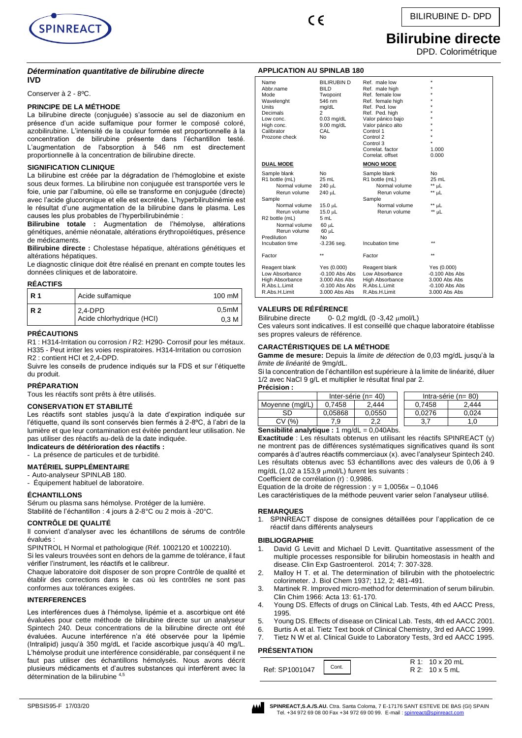BILIRUBINE D- DPD

# Bilirubine directe

DPD. Colorimétrique

### *Détermination quantitative de bilirubine directe*
**IVD**

Conserver à 2 - 8ºC.

#### PRINCIPE DE LA MÉTHODE

La bilirubine directe (conjuguée) s'associe au sel de diazonium en présence d'un acide sulfamique pour former le composé coloré, azobilirubine. L'intensité de la couleur formée est proportionnelle à la concentration de bilirubine présente dans l'échantillon testé. L'augmentation de l'absorption à 546 nm est directement proportionnelle à la concentration de bilirubine directe.

#### SIGNIFICATION CLINIQUE

La bilirubine est créée par la dégradation de l'hémoglobine et existe sous deux formes. La bilirubine non conjuguée est transportée vers le foie, unie par l'albumine, où elle se transforme en conjuguée (directe) avec l'acide glucoronique et elle est excrétée. L'hyperbilirubinémie est le résultat d'une augmentation de la bilirubine dans le plasma. Les causes les plus probables de l'hyperbilirubinémie :

**Bilirubine totale :** Augmentation de l'hémolyse, altérations génétiques, anémie néonatale, altérations érythropoïétiques, présence de médicaments.

**Bilirubine directe :** Cholestase hépatique, altérations génétiques et altérations hépatiques.

Le diagnostic clinique doit être réalisé en prenant en compte toutes les données cliniques et de laboratoire.

#### RÉACTIFS

| | | |
|---|---|---|
| **R 1** | Acide sulfamique | 100 mM |
| **R 2** | 2,4-DPD<br>Acide chlorhydrique (HCl) | 0,5mM<br>0,3 M |

#### PRÉCAUTIONS

R1 : H314-Irritation ou corrosion / R2: H290- Corrosif pour les métaux. H335 - Peut irriter les voies respiratoires. H314-Irritation ou corrosion R2 : contient HCl et 2,4-DPD.

Suivre les conseils de prudence indiqués sur la FDS et sur l'étiquette du produit.

#### PRÉPARATION

Tous les réactifs sont prêts à être utilisés.

#### CONSERVATION ET STABILITÉ

Les réactifs sont stables jusqu'à la date d'expiration indiquée sur l'étiquette, quand ils sont conservés bien fermés à 2-8ºC, à l'abri de la lumière et que leur contamination est évitée pendant leur utilisation. Ne pas utiliser des réactifs au-delà de la date indiquée.

**Indicateurs de détérioration des réactifs :**

- La présence de particules et de turbidité.

#### MATÉRIEL SUPPLÉMENTAIRE

- Auto-analyseur SPINLAB 180.
- Équipement habituel de laboratoire.

#### ÉCHANTILLONS

Sérum ou plasma sans hémolyse. Protéger de la lumière.
Stabilité de l'échantillon : 4 jours à 2-8°C ou 2 mois à -20°C.

#### CONTRÔLE DE QUALITÉ

Il convient d'analyser avec les échantillons de sérums de contrôle évalués :

SPINTROL H Normal et pathologique (Réf. 1002120 et 1002210).

Si les valeurs trouvées sont en dehors de la gamme de tolérance, il faut vérifier l'instrument, les réactifs et le calibreur.

Chaque laboratoire doit disposer de son propre Contrôle de qualité et établir des corrections dans le cas où les contrôles ne sont pas conformes aux tolérances exigées.

#### INTERFERENCES

Les interférences dues à l'hémolyse, lipémie et a. ascorbique ont été évaluées pour cette méthode de bilirubine directe sur un analyseur Spintech 240. Deux concentrations de la bilirubine directe ont été évaluées. Aucune interférence n'a été observée pour la lipémie (Intralipid) jusqu'à 350 mg/dL et l'acide ascorbique jusqu'à 40 mg/L. L'hémolyse produit une interférence considérable, par conséquent il ne faut pas utiliser des échantillons hémolysés. Nous avons décrit plusieurs médicaments et d'autres substances qui interfèrent avec la détermination de la bilirubine [4,5]

#### APPLICATION AU SPINLAB 180

| | | | |
|---|---|---|---|
| Name | BILIRUBIN D | Ref. male low | * |
| Abbr.name | BILD | Ref. male high | * |
| Mode | Twopoint | Ref. female low | * |
| Wavelenght | 546 nm | Ref. female high | * |
| Units | mg/dL | Ref. Ped. low | * |
| Decimals | 2 | Ref. Ped. high | * |
| Low conc. | 0.03 mg/dL | Valor pánico bajo | * |
| High conc. | 9.00 mg/dL | Valor pánico alto | * |
| Calibrator | CAL | Control 1 | * |
| Prozone check | No | Control 2 | * |
| | | Control 3 | * |
| | | Correlat. factor | 1.000 |
| | | Correlat. offset | 0.000 |
| **DUAL MODE** | | **MONO MODE** | |
| Sample blank | No | Sample blank | No |
| R1 bottle (mL) | 25 mL | R1 bottle (mL) | 25 mL |
| Normal volume | 240 µL | Normal volume | ** µL |
| Rerun volume | 240 µL | Rerun volume | ** µL |
| Sample | | Sample | |
| Normal volume | 15.0 µL | Normal volume | ** µL |
| Rerun volume | 15.0 µL | Rerun volume | ** µL |
| R2 bottle (mL) | 5 mL | | |
| Normal volume | 60 µL | | |
| Rerun volume | 60 µL | | |
| Predilution | No | | |
| Incubation time | -3.236 seg. | Incubation time | ** |
| Factor | ** | Factor | ** |
| Reagent blank | Yes (0.000) | Reagent blank | Yes (0.000) |
| Low Absorbance | -0.100 Abs Abs | Low Absorbance | -0.100 Abs Abs |
| High Absorbance | 3.000 Abs Abs | High Absorbance | 3.000 Abs Abs |
| R.Abs.L.Limit | -0.100 Abs Abs | R.Abs.L.Limit | -0.100 Abs Abs |
| R.Abs.H.Limit | 3.000 Abs Abs | R.Abs.H.Limit | 3.000 Abs Abs |

#### VALEURS DE RÉFÉRENCE

Bilirubine directe 0- 0,2 mg/dL (0 -3,42 µmol/L)

Ces valeurs sont indicatives. Il est conseillé que chaque laboratoire établisse ses propres valeurs de référence.

#### CARACTÉRISTIQUES DE LA MÉTHODE

**Gamme de mesure:** Depuis la *limite de détection* de 0,03 mg/dL jusqu'à la *limite de linéarité* de 9mg/dL.

Si la concentration de l'échantillon est supérieure à la limite de linéarité, diluer 1/2 avec NaCl 9 g/L et multiplier le résultat final par 2.

**Précision :**

| | Inter-série (n= 40) | | Intra-série (n= 80) | |
|---|---|---|---|---|
| Moyenne (mg/L) | 0,7458 | 2,444 | 0,7458 | 2,444 |
| SD | 0,05868 | 0,0550 | 0,0276 | 0,024 |
| CV (%) | 7,9 | 2,2 | 3,7 | 1,0 |

**Sensibilité analytique :** 1 mg/dL = 0,040Abs.

**Exactitude** : Les résultats obtenus en utilisant les réactifs SPINREACT (y) ne montrent pas de différences systématiques significatives quand ils sont comparés à d'autres réactifs commerciaux (x). avec l'analyseur Spintech 240. Les résultats obtenus avec 53 échantillons avec des valeurs de 0,06 à 9 mg/dL (1,02 a 153,9 µmol/L) furent les suivants :

Coefficient de corrélation (r) : 0,9986.

Equation de la droite de régression : $y = 1{,}0056x - 0{,}1046$

Les caractéristiques de la méthode peuvent varier selon l'analyseur utilisé.

#### REMARQUES

1. SPINREACT dispose de consignes détaillées pour l'application de ce réactif dans différents analyseurs

#### BIBLIOGRAPHIE

1. David G Levitt and Michael D Levitt. Quantitative assessment of the multiple processes responsible for bilirubin homeostasis in health and disease. Clin Exp Gastroenterol. 2014; 7: 307-328.
2. Malloy H T. et al. The determination of bilirubin with the photoelectric colorimeter. J. Biol Chem 1937; 112, 2; 481-491.
3. Martinek R. Improved micro-method for determination of serum bilirubin. Clin Chim 1966: Acta 13: 61-170.
4. Young DS. Effects of drugs on Clinical Lab. Tests, 4th ed AACC Press, 1995.
5. Young DS. Effects of disease on Clinical Lab. Tests, 4th ed AACC 2001.
6. Burtis A et al. Tietz Text book of Clinical Chemistry, 3rd ed AACC 1999.
7. Tietz N W et al. Clinical Guide to Laboratory Tests, 3rd ed AACC 1995.

#### PRÉSENTATION

| | | |
|---|---|---|
| Ref: SP1001047 | Cont. | R 1: 10 x 20 mL<br>R 2: 10 x 5 mL |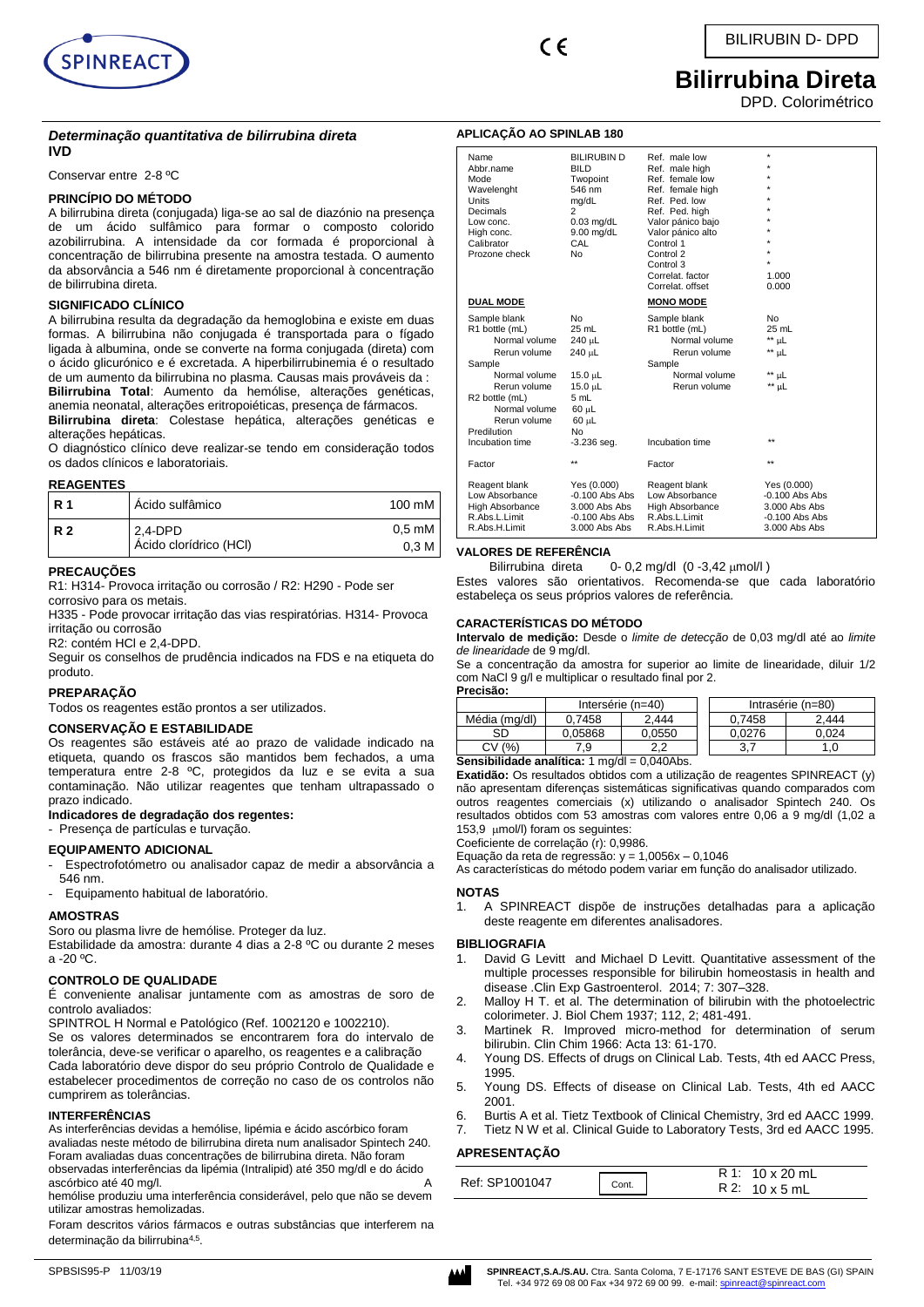BILIRUBIN D- DPD

# Bilirrubina Direta

DPD. Colorimétrico

***Determinação quantitativa de bilirrubina direta***
**IVD**

Conservar entre 2-8 ºC

## PRINCÍPIO DO MÉTODO

A bilirrubina direta (conjugada) liga-se ao sal de diazónio na presença de um ácido sulfâmico para formar o composto colorido azobilirrubina. A intensidade da cor formada é proporcional à concentração de bilirrubina presente na amostra testada. O aumento da absorvância a 546 nm é diretamente proporcional à concentração de bilirrubina direta.

## SIGNIFICADO CLÍNICO

A bilirrubina resulta da degradação da hemoglobina e existe em duas formas. A bilirrubina não conjugada é transportada para o fígado ligada à albumina, onde se converte na forma conjugada (direta) com o ácido glicurónico e é excretada. A hiperbilirrubinemia é o resultado de um aumento da bilirrubina no plasma. Causas mais prováveis da :

**Bilirrubina Total**: Aumento da hemólise, alterações genéticas, anemia neonatal, alterações eritropoiéticas, presença de fármacos.

**Bilirrubina direta**: Colestase hepática, alterações genéticas e alterações hepáticas.

O diagnóstico clínico deve realizar-se tendo em consideração todos os dados clínicos e laboratoriais.

## REAGENTES

| | | |
|---|---|---|
| **R 1** | Ácido sulfâmico | 100 mM |
| **R 2** | 2,4-DPD<br>Ácido clorídrico (HCl) | 0,5 mM<br>0,3 M |

## PRECAUÇÕES

R1: H314- Provoca irritação ou corrosão / R2: H290 - Pode ser corrosivo para os metais.

H335 - Pode provocar irritação das vias respiratórias. H314- Provoca irritação ou corrosão

R2: contém HCl e 2,4-DPD.

Seguir os conselhos de prudência indicados na FDS e na etiqueta do produto.

## PREPARAÇÃO

Todos os reagentes estão prontos a ser utilizados.

## CONSERVAÇÃO E ESTABILIDADE

Os reagentes são estáveis até ao prazo de validade indicado na etiqueta, quando os frascos são mantidos bem fechados, a uma temperatura entre 2-8 ºC, protegidos da luz e se evita a sua contaminação. Não utilizar reagentes que tenham ultrapassado o prazo indicado.

**Indicadores de degradação dos regentes:**

- Presença de partículas e turvação.

## EQUIPAMENTO ADICIONAL

- Espectrofotómetro ou analisador capaz de medir a absorvância a 546 nm.
- Equipamento habitual de laboratório.

## AMOSTRAS

Soro ou plasma livre de hemólise. Proteger da luz.

Estabilidade da amostra: durante 4 dias a 2-8 ºC ou durante 2 meses a -20 ºC.

## CONTROLO DE QUALIDADE

É conveniente analisar juntamente com as amostras de soro de controlo avaliados:

SPINTROL H Normal e Patológico (Ref. 1002120 e 1002210).

Se os valores determinados se encontrarem fora do intervalo de tolerância, deve-se verificar o aparelho, os reagentes e a calibração

Cada laboratório deve dispor do seu próprio Controlo de Qualidade e estabelecer procedimentos de correção no caso de os controlos não cumprirem as tolerâncias.

## INTERFERÊNCIAS

As interferências devidas a hemólise, lipémia e ácido ascórbico foram avaliadas neste método de bilirrubina direta num analisador Spintech 240. Foram avaliadas duas concentrações de bilirrubina direta. Não foram observadas interferências da lipémia (Intralipid) até 350 mg/dl e do ácido ascórbico até 40 mg/l. A hemólise produziu uma interferência considerável, pelo que não se devem utilizar amostras hemolizadas.

Foram descritos vários fármacos e outras substâncias que interferem na determinação da bilirrubina[4,5].

## APLICAÇÃO AO SPINLAB 180

| | | | |
|---|---|---|---|
| Name | BILIRUBIN D | Ref. male low | * |
| Abbr.name | BILD | Ref. male high | * |
| Mode | Twopoint | Ref. female low | * |
| Wavelenght | 546 nm | Ref. female high | * |
| Units | mg/dL | Ref. Ped. low | * |
| Decimals | 2 | Ref. Ped. high | * |
| Low conc. | 0.03 mg/dL | Valor pánico bajo | * |
| High conc. | 9.00 mg/dL | Valor pánico alto | * |
| Calibrator | CAL | Control 1 | * |
| Prozone check | No | Control 2 | * |
| | | Control 3 | * |
| | | Correlat. factor | 1.000 |
| | | Correlat. offset | 0.000 |
| **DUAL MODE** | | **MONO MODE** | |
| Sample blank | No | Sample blank | No |
| R1 bottle (mL) | 25 mL | R1 bottle (mL) | 25 mL |
| Normal volume | 240 µL | Normal volume | ** µL |
| Rerun volume | 240 µL | Rerun volume | ** µL |
| Sample | | Sample | |
| Normal volume | 15.0 µL | Normal volume | ** µL |
| Rerun volume | 15.0 µL | Rerun volume | ** µL |
| R2 bottle (mL) | 5 mL | | |
| Normal volume | 60 µL | | |
| Rerun volume | 60 µL | | |
| Predilution | No | | |
| Incubation time | -3.236 seg. | Incubation time | ** |
| Factor | ** | Factor | ** |
| Reagent blank | Yes (0.000) | Reagent blank | Yes (0.000) |
| Low Absorbance | -0.100 Abs Abs | Low Absorbance | -0.100 Abs Abs |
| High Absorbance | 3.000 Abs Abs | High Absorbance | 3.000 Abs Abs |
| R.Abs.L.Limit | -0.100 Abs Abs | R.Abs.L.Limit | -0.100 Abs Abs |
| R.Abs.H.Limit | 3.000 Abs Abs | R.Abs.H.Limit | 3.000 Abs Abs |

## VALORES DE REFERÊNCIA

Bilirrubina direta 0- 0,2 mg/dl (0 -3,42 µmol/l )

Estes valores são orientativos. Recomenda-se que cada laboratório estabeleça os seus próprios valores de referência.

## CARACTERÍSTICAS DO MÉTODO

**Intervalo de medição:** Desde o *limite de detecção* de 0,03 mg/dl até ao *limite de linearidade* de 9 mg/dl.

Se a concentração da amostra for superior ao limite de linearidade, diluir 1/2 com NaCl 9 g/l e multiplicar o resultado final por 2.

**Precisão:**

| | Intersérie (n=40) | | Intrasérie (n=80) | |
|---|---|---|---|---|
| Média (mg/dl) | 0,7458 | 2,444 | 0,7458 | 2,444 |
| SD | 0,05868 | 0,0550 | 0,0276 | 0,024 |
| CV (%) | 7,9 | 2,2 | 3,7 | 1,0 |

**Sensibilidade analítica:** 1 mg/dl = 0,040Abs.

**Exatidão:** Os resultados obtidos com a utilização de reagentes SPINREACT (y) não apresentam diferenças sistemáticas significativas quando comparados com outros reagentes comerciais (x) utilizando o analisador Spintech 240. Os resultados obtidos com 53 amostras com valores entre 0,06 a 9 mg/dl (1,02 a 153,9 µmol/l) foram os seguintes:

Coeficiente de correlação (r): 0,9986.

Equação da reta de regressão: y = 1,0056x – 0,1046

As características do método podem variar em função do analisador utilizado.

## NOTAS

1. A SPINREACT dispõe de instruções detalhadas para a aplicação deste reagente em diferentes analisadores.

## BIBLIOGRAFIA

1. David G Levitt and Michael D Levitt. Quantitative assessment of the multiple processes responsible for bilirubin homeostasis in health and disease .Clin Exp Gastroenterol. 2014; 7: 307–328.
2. Malloy H T. et al. The determination of bilirubin with the photoelectric colorimeter. J. Biol Chem 1937; 112, 2; 481-491.
3. Martinek R. Improved micro-method for determination of serum bilirubin. Clin Chim 1966: Acta 13: 61-170.
4. Young DS. Effects of drugs on Clinical Lab. Tests, 4th ed AACC Press, 1995.
5. Young DS. Effects of disease on Clinical Lab. Tests, 4th ed AACC 2001.
6. Burtis A et al. Tietz Textbook of Clinical Chemistry, 3rd ed AACC 1999.
7. Tietz N W et al. Clinical Guide to Laboratory Tests, 3rd ed AACC 1995.

## APRESENTAÇÃO

| | | |
|---|---|---|
| Ref: SP1001047 | Cont. | R 1: 10 x 20 mL<br>R 2: 10 x 5 mL |

SPBSIS95-P 11/03/19

**SPINREACT,S.A./S.A.U.** Ctra. Santa Coloma, 7 E-17176 SANT ESTEVE DE BAS (GI) SPAIN
Tel. +34 972 69 08 00 Fax +34 972 69 00 99. e-mail: spinreact@spinreact.com